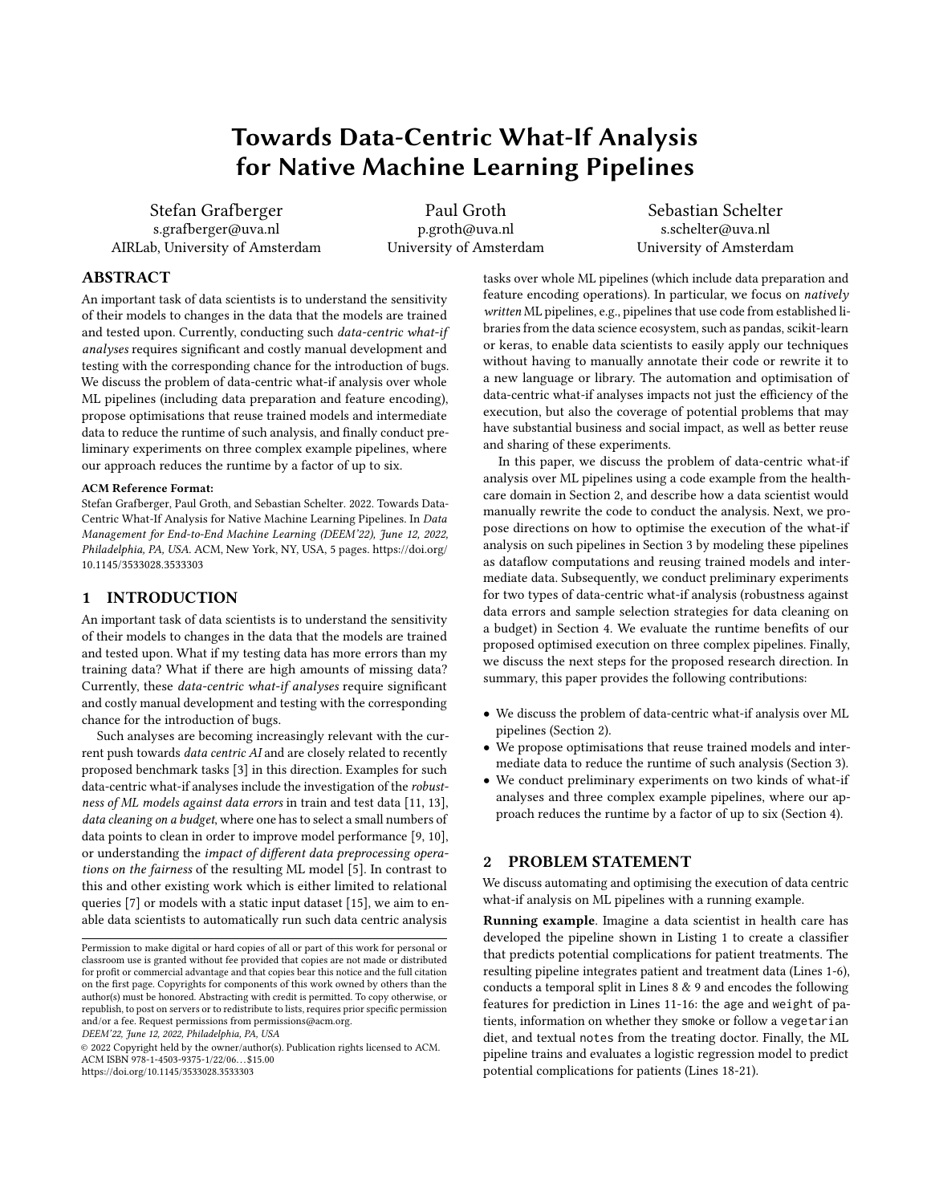# Towards Data-Centric What-If Analysis for Native Machine Learning Pipelines

Stefan Grafberger
s.grafberger@uva.nl
AIRLab, University of Amsterdam

Paul Groth
p.groth@uva.nl
University of Amsterdam

Sebastian Schelter
s.schelter@uva.nl
University of Amsterdam

## ABSTRACT

An important task of data scientists is to understand the sensitivity of their models to changes in the data that the models are trained and tested upon. Currently, conducting such *data-centric what-if analyses* requires significant and costly manual development and testing with the corresponding chance for the introduction of bugs. We discuss the problem of data-centric what-if analysis over whole ML pipelines (including data preparation and feature encoding), propose optimisations that reuse trained models and intermediate data to reduce the runtime of such analysis, and finally conduct preliminary experiments on three complex example pipelines, where our approach reduces the runtime by a factor of up to six.

**ACM Reference Format:**
Stefan Grafberger, Paul Groth, and Sebastian Schelter. 2022. Towards Data-Centric What-If Analysis for Native Machine Learning Pipelines. In *Data Management for End-to-End Machine Learning (DEEM'22), June 12, 2022, Philadelphia, PA, USA.* ACM, New York, NY, USA, 5 pages. https://doi.org/10.1145/3533028.3533303

## 1 INTRODUCTION

An important task of data scientists is to understand the sensitivity of their models to changes in the data that the models are trained and tested upon. What if my testing data has more errors than my training data? What if there are high amounts of missing data? Currently, these *data-centric what-if analyses* require significant and costly manual development and testing with the corresponding chance for the introduction of bugs.

Such analyses are becoming increasingly relevant with the current push towards *data centric AI* and are closely related to recently proposed benchmark tasks [3] in this direction. Examples for such data-centric what-if analyses include the investigation of the *robustness of ML models against data errors* in train and test data [11, 13], *data cleaning on a budget*, where one has to select a small numbers of data points to clean in order to improve model performance [9, 10], or understanding the *impact of different data preprocessing operations on the fairness* of the resulting ML model [5]. In contrast to this and other existing work which is either limited to relational queries [7] or models with a static input dataset [15], we aim to enable data scientists to automatically run such data centric analysis tasks over whole ML pipelines (which include data preparation and feature encoding operations). In particular, we focus on *natively written* ML pipelines, e.g., pipelines that use code from established libraries from the data science ecosystem, such as pandas, scikit-learn or keras, to enable data scientists to easily apply our techniques without having to manually annotate their code or rewrite it to a new language or library. The automation and optimisation of data-centric what-if analyses impacts not just the efficiency of the execution, but also the coverage of potential problems that may have substantial business and social impact, as well as better reuse and sharing of these experiments.

In this paper, we discuss the problem of data-centric what-if analysis over ML pipelines using a code example from the health-care domain in Section 2, and describe how a data scientist would manually rewrite the code to conduct the analysis. Next, we propose directions on how to optimise the execution of the what-if analysis on such pipelines in Section 3 by modeling these pipelines as dataflow computations and reusing trained models and intermediate data. Subsequently, we conduct preliminary experiments for two types of data-centric what-if analysis (robustness against data errors and sample selection strategies for data cleaning on a budget) in Section 4. We evaluate the runtime benefits of our proposed optimised execution on three complex pipelines. Finally, we discuss the next steps for the proposed research direction. In summary, this paper provides the following contributions:

- We discuss the problem of data-centric what-if analysis over ML pipelines (Section 2).
- We propose optimisations that reuse trained models and intermediate data to reduce the runtime of such analysis (Section 3).
- We conduct preliminary experiments on two kinds of what-if analyses and three complex example pipelines, where our approach reduces the runtime by a factor of up to six (Section 4).

## 2 PROBLEM STATEMENT

We discuss automating and optimising the execution of data centric what-if analysis on ML pipelines with a running example.

**Running example**. Imagine a data scientist in health care has developed the pipeline shown in Listing 1 to create a classifier that predicts potential complications for patient treatments. The resulting pipeline integrates patient and treatment data (Lines 1-6), conducts a temporal split in Lines 8 & 9 and encodes the following features for prediction in Lines 11-16: the `age` and `weight` of patients, information on whether they `smoke` or follow a `vegetarian` diet, and textual `notes` from the treating doctor. Finally, the ML pipeline trains and evaluates a logistic regression model to predict potential complications for patients (Lines 18-21).

---

Permission to make digital or hard copies of all or part of this work for personal or classroom use is granted without fee provided that copies are not made or distributed for profit or commercial advantage and that copies bear this notice and the full citation on the first page. Copyrights for components of this work owned by others than the author(s) must be honored. Abstracting with credit is permitted. To copy otherwise, or republish, to post on servers or to redistribute to lists, requires prior specific permission and/or a fee. Request permissions from permissions@acm.org.
*DEEM'22, June 12, 2022, Philadelphia, PA, USA*
© 2022 Copyright held by the owner/author(s). Publication rights licensed to ACM.
ACM ISBN 978-1-4503-9375-1/22/06…$15.00
https://doi.org/10.1145/3533028.3533303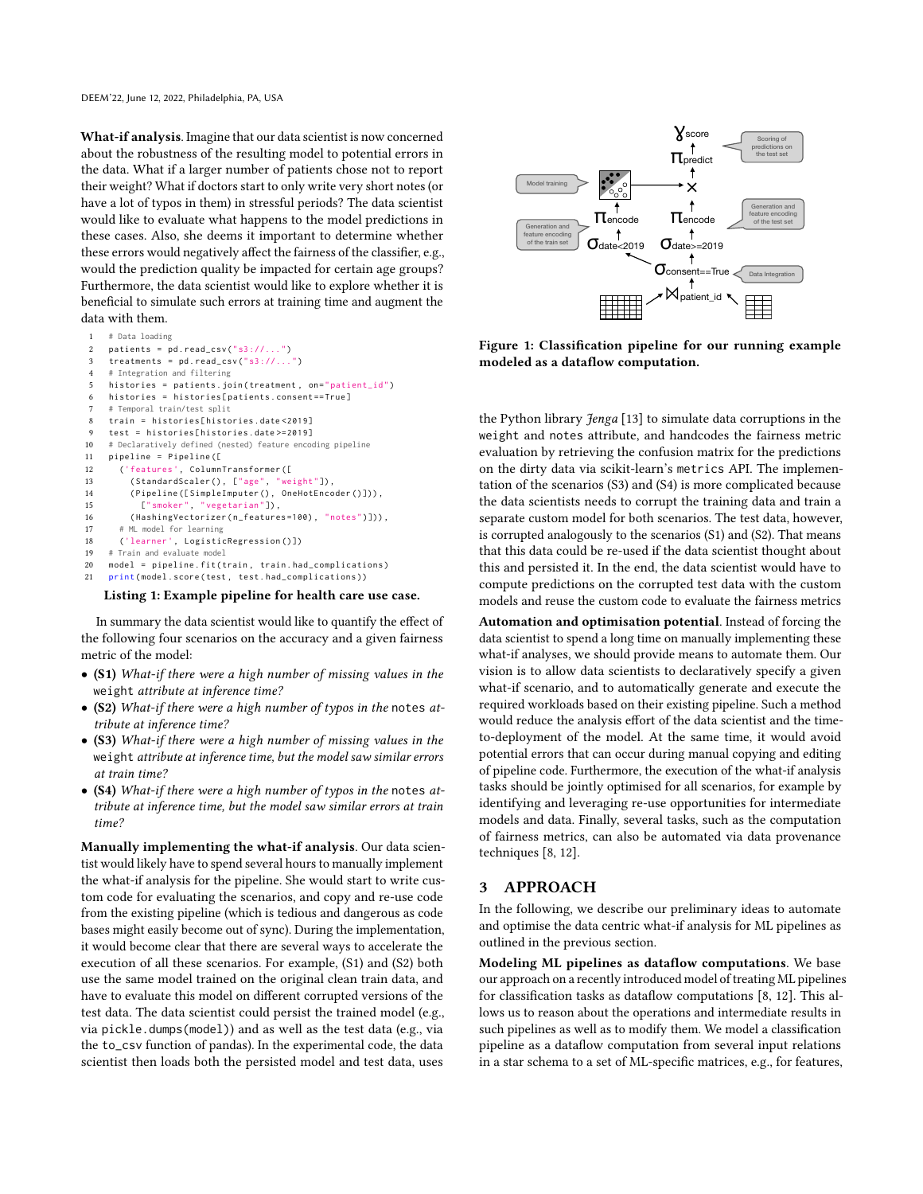**What-if analysis**. Imagine that our data scientist is now concerned about the robustness of the resulting model to potential errors in the data. What if a larger number of patients chose not to report their weight? What if doctors start to only write very short notes (or have a lot of typos in them) in stressful periods? The data scientist would like to evaluate what happens to the model predictions in these cases. Also, she deems it important to determine whether these errors would negatively affect the fairness of the classifier, e.g., would the prediction quality be impacted for certain age groups? Furthermore, the data scientist would like to explore whether it is beneficial to simulate such errors at training time and augment the data with them.

```
# Data loading
patients = pd.read_csv("s3://...")
treatments = pd.read_csv("s3://...")
# Integration and filtering
histories = patients.join(treatment, on="patient_id")
histories = histories[patients.consent==True]
# Temporal train/test split
train = histories[histories.date<2019]
test = histories[histories.date>=2019]
# Declaratively defined (nested) feature encoding pipeline
pipeline = Pipeline([
  ('features', ColumnTransformer([
    (StandardScaler(), ["age", "weight"]),
    (Pipeline([SimpleImputer(), OneHotEncoder()])),
      ["smoker", "vegetarian"]),
    (HashingVectorizer(n_features=100), "notes")])),
  # ML model for learning
  ('learner', LogisticRegression())])
# Train and evaluate model
model = pipeline.fit(train, train.had_complications)
print(model.score(test, test.had_complications))
```

**Listing 1: Example pipeline for health care use case.**

In summary the data scientist would like to quantify the effect of the following four scenarios on the accuracy and a given fairness metric of the model:

- **(S1)** *What-if there were a high number of missing values in the* `weight` *attribute at inference time?*
- **(S2)** *What-if there were a high number of typos in the* `notes` *attribute at inference time?*
- **(S3)** *What-if there were a high number of missing values in the* `weight` *attribute at inference time, but the model saw similar errors at train time?*
- **(S4)** *What-if there were a high number of typos in the* `notes` *attribute at inference time, but the model saw similar errors at train time?*

**Manually implementing the what-if analysis**. Our data scientist would likely have to spend several hours to manually implement the what-if analysis for the pipeline. She would start to write custom code for evaluating the scenarios, and copy and re-use code from the existing pipeline (which is tedious and dangerous as code bases might easily become out of sync). During the implementation, it would become clear that there are several ways to accelerate the execution of all these scenarios. For example, (S1) and (S2) both use the same model trained on the original clean train data, and have to evaluate this model on different corrupted versions of the test data. The data scientist could persist the trained model (e.g., via `pickle.dumps(model)`) and as well as the test data (e.g., via the `to_csv` function of pandas). In the experimental code, the data scientist then loads both the persisted model and test data, uses the Python library *Jenga* [13] to simulate data corruptions in the `weight` and `notes` attribute, and handcodes the fairness metric evaluation by retrieving the confusion matrix for the predictions on the dirty data via scikit-learn's `metrics` API. The implementation of the scenarios (S3) and (S4) is more complicated because the data scientists needs to corrupt the training data and train a separate custom model for both scenarios. The test data, however, is corrupted analogously to the scenarios (S1) and (S2). That means that this data could be re-used if the data scientist thought about this and persisted it. In the end, the data scientist would have to compute predictions on the corrupted test data with the custom models and reuse the custom code to evaluate the fairness metrics

Figure 1: Classification pipeline for our running example modeled as a dataflow computation.

**Automation and optimisation potential**. Instead of forcing the data scientist to spend a long time on manually implementing these what-if analyses, we should provide means to automate them. Our vision is to allow data scientists to declaratively specify a given what-if scenario, and to automatically generate and execute the required workloads based on their existing pipeline. Such a method would reduce the analysis effort of the data scientist and the time-to-deployment of the model. At the same time, it would avoid potential errors that can occur during manual copying and editing of pipeline code. Furthermore, the execution of the what-if analysis tasks should be jointly optimised for all scenarios, for example by identifying and leveraging re-use opportunities for intermediate models and data. Finally, several tasks, such as the computation of fairness metrics, can also be automated via data provenance techniques [8, 12].

## 3 APPROACH

In the following, we describe our preliminary ideas to automate and optimise the data centric what-if analysis for ML pipelines as outlined in the previous section.

**Modeling ML pipelines as dataflow computations**. We base our approach on a recently introduced model of treating ML pipelines for classification tasks as dataflow computations [8, 12]. This allows us to reason about the operations and intermediate results in such pipelines as well as to modify them. We model a classification pipeline as a dataflow computation from several input relations in a star schema to a set of ML-specific matrices, e.g., for features,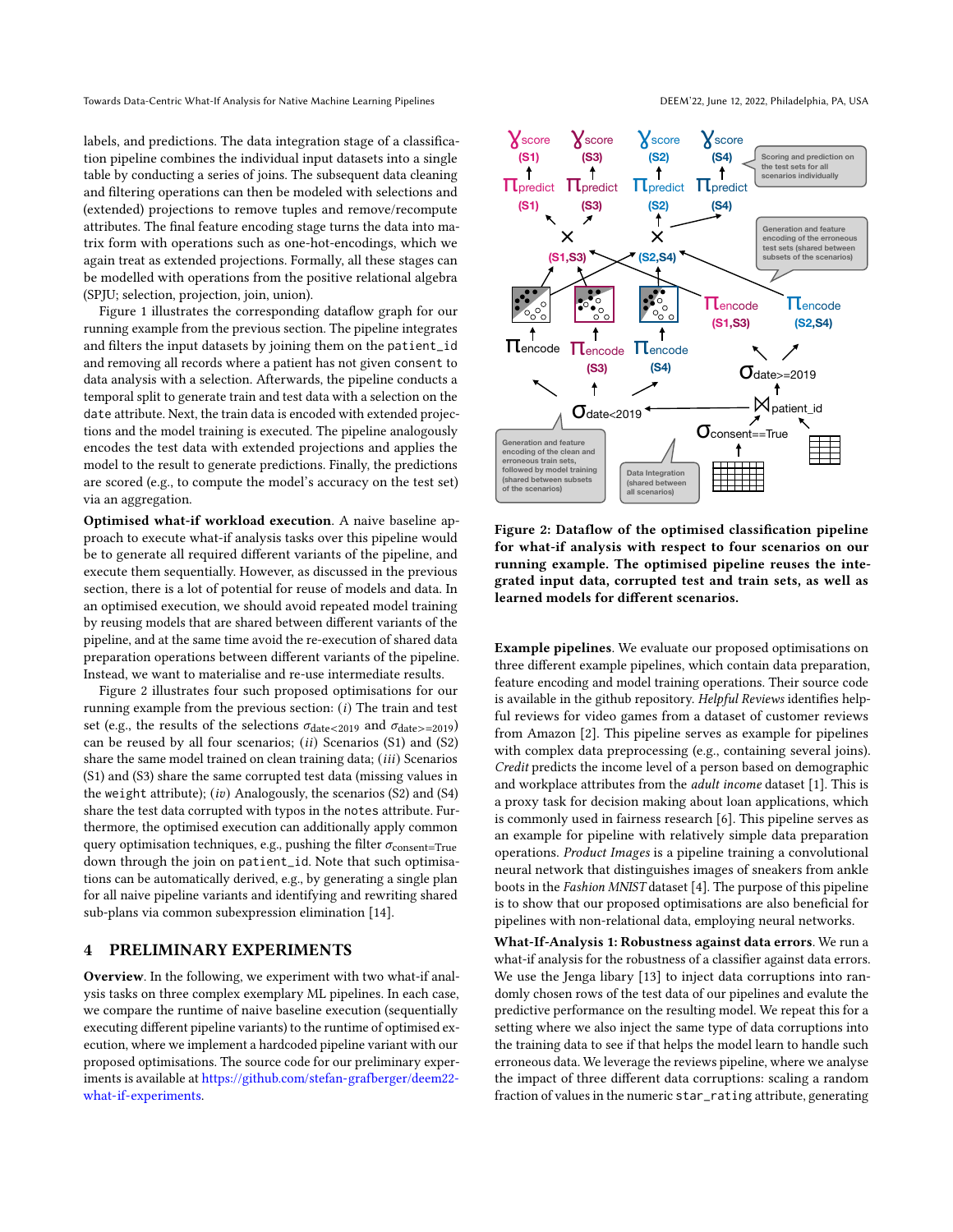labels, and predictions. The data integration stage of a classification pipeline combines the individual input datasets into a single table by conducting a series of joins. The subsequent data cleaning and filtering operations can then be modeled with selections and (extended) projections to remove tuples and remove/recompute attributes. The final feature encoding stage turns the data into matrix form with operations such as one-hot-encodings, which we again treat as extended projections. Formally, all these stages can be modelled with operations from the positive relational algebra (SPJU; selection, projection, join, union).

Figure 1 illustrates the corresponding dataflow graph for our running example from the previous section. The pipeline integrates and filters the input datasets by joining them on the `patient_id` and removing all records where a patient has not given `consent` to data analysis with a selection. Afterwards, the pipeline conducts a temporal split to generate train and test data with a selection on the `date` attribute. Next, the train data is encoded with extended projections and the model training is executed. The pipeline analogously encodes the test data with extended projections and applies the model to the result to generate predictions. Finally, the predictions are scored (e.g., to compute the model's accuracy on the test set) via an aggregation.

**Optimised what-if workload execution**. A naive baseline approach to execute what-if analysis tasks over this pipeline would be to generate all required different variants of the pipeline, and execute them sequentially. However, as discussed in the previous section, there is a lot of potential for reuse of models and data. In an optimised execution, we should avoid repeated model training by reusing models that are shared between different variants of the pipeline, and at the same time avoid the re-execution of shared data preparation operations between different variants of the pipeline. Instead, we want to materialise and re-use intermediate results.

Figure 2 illustrates four such proposed optimisations for our running example from the previous section: (*i*) The train and test set (e.g., the results of the selections $\sigma_{\text{date}<2019}$ and $\sigma_{\text{date}>=2019}$) can be reused by all four scenarios; (*ii*) Scenarios (S1) and (S2) share the same model trained on clean training data; (*iii*) Scenarios (S1) and (S3) share the same corrupted test data (missing values in the `weight` attribute); (*iv*) Analogously, the scenarios (S2) and (S4) share the test data corrupted with typos in the `notes` attribute. Furthermore, the optimised execution can additionally apply common query optimisation techniques, e.g., pushing the filter $\sigma_{\text{consent=True}}$ down through the join on `patient_id`. Note that such optimisations can be automatically derived, e.g., by generating a single plan for all naive pipeline variants and identifying and rewriting shared sub-plans via common subexpression elimination [14].

## 4 PRELIMINARY EXPERIMENTS

**Overview**. In the following, we experiment with two what-if analysis tasks on three complex exemplary ML pipelines. In each case, we compare the runtime of naive baseline execution (sequentially executing different pipeline variants) to the runtime of optimised execution, where we implement a hardcoded pipeline variant with our proposed optimisations. The source code for our preliminary experiments is available at https://github.com/stefan-grafberger/deem22-what-if-experiments.

**Figure 2: Dataflow of the optimised classification pipeline for what-if analysis with respect to four scenarios on our running example. The optimised pipeline reuses the integrated input data, corrupted test and train sets, as well as learned models for different scenarios.**

**Example pipelines**. We evaluate our proposed optimisations on three different example pipelines, which contain data preparation, feature encoding and model training operations. Their source code is available in the github repository. *Helpful Reviews* identifies helpful reviews for video games from a dataset of customer reviews from Amazon [2]. This pipeline serves as example for pipelines with complex data preprocessing (e.g., containing several joins). *Credit* predicts the income level of a person based on demographic and workplace attributes from the *adult income* dataset [1]. This is a proxy task for decision making about loan applications, which is commonly used in fairness research [6]. This pipeline serves as an example for pipeline with relatively simple data preparation operations. *Product Images* is a pipeline training a convolutional neural network that distinguishes images of sneakers from ankle boots in the *Fashion MNIST* dataset [4]. The purpose of this pipeline is to show that our proposed optimisations are also beneficial for pipelines with non-relational data, employing neural networks.

**What-If-Analysis 1: Robustness against data errors**. We run a what-if analysis for the robustness of a classifier against data errors. We use the Jenga libary [13] to inject data corruptions into randomly chosen rows of the test data of our pipelines and evaluate the predictive performance on the resulting model. We repeat this for a setting where we also inject the same type of data corruptions into the training data to see if that helps the model learn to handle such erroneous data. We leverage the reviews pipeline, where we analyse the impact of three different data corruptions: scaling a random fraction of values in the numeric `star_rating` attribute, generating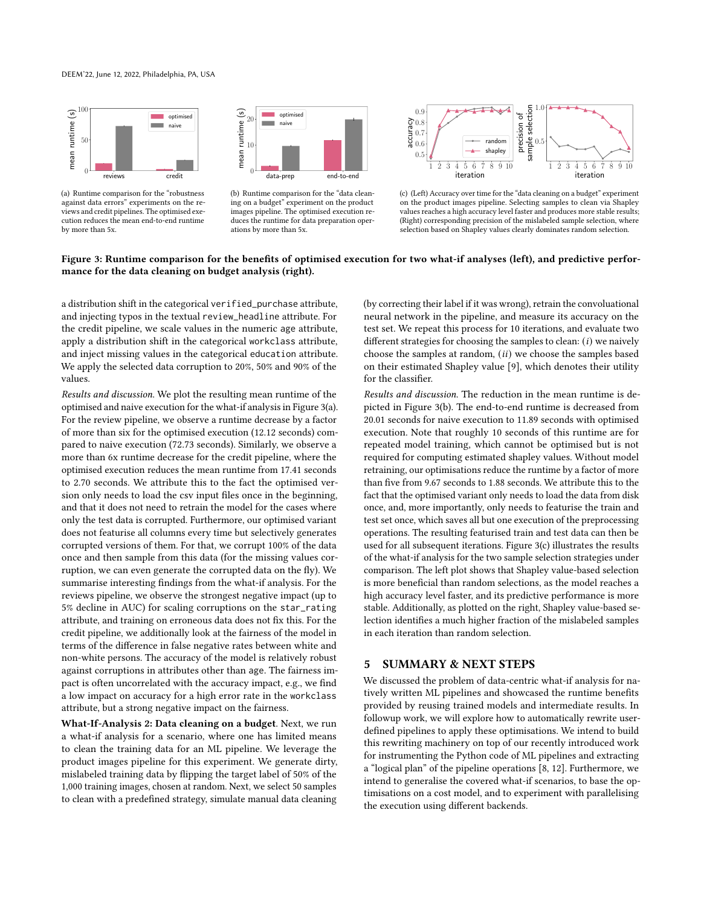(a) Runtime comparison for the "robustness against data errors" experiments on the reviews and credit pipelines. The optimised execution reduces the mean end-to-end runtime by more than 5x.

(b) Runtime comparison for the "data cleaning on a budget" experiment on the product images pipeline. The optimised execution reduces the runtime for data preparation operations by more than 5x.

(c) (Left) Accuracy over time for the "data cleaning on a budget" experiment on the product images pipeline. Selecting samples to clean via Shapley values reaches a high accuracy level faster and produces more stable results; (Right) corresponding precision of the mislabeled sample selection, where selection based on Shapley values clearly dominates random selection.

**Figure 3: Runtime comparison for the benefits of optimised execution for two what-if analyses (left), and predictive performance for the data cleaning on budget analysis (right).**

a distribution shift in the categorical `verified_purchase` attribute, and injecting typos in the textual `review_headline` attribute. For the credit pipeline, we scale values in the numeric `age` attribute, apply a distribution shift in the categorical `workclass` attribute, and inject missing values in the categorical `education` attribute. We apply the selected data corruption to 20%, 50% and 90% of the values.

*Results and discussion.* We plot the resulting mean runtime of the optimised and naive execution for the what-if analysis in Figure 3(a). For the review pipeline, we observe a runtime decrease by a factor of more than six for the optimised execution (12.12 seconds) compared to naive execution (72.73 seconds). Similarly, we observe a more than 6x runtime decrease for the credit pipeline, where the optimised execution reduces the mean runtime from 17.41 seconds to 2.70 seconds. We attribute this to the fact the optimised version only needs to load the csv input files once in the beginning, and that it does not need to retrain the model for the cases where only the test data is corrupted. Furthermore, our optimised variant does not featurise all columns every time but selectively generates corrupted versions of them. For that, we corrupt 100% of the data once and then sample from this data (for the missing values corruption, we can even generate the corrupted data on the fly). We summarise interesting findings from the what-if analysis. For the reviews pipeline, we observe the strongest negative impact (up to 5% decline in AUC) for scaling corruptions on the `star_rating` attribute, and training on erroneous data does not fix this. For the credit pipeline, we additionally look at the fairness of the model in terms of the difference in false negative rates between white and non-white persons. The accuracy of the model is relatively robust against corruptions in attributes other than age. The fairness impact is often uncorrelated with the accuracy impact, e.g., we find a low impact on accuracy for a high error rate in the `workclass` attribute, but a strong negative impact on the fairness.

**What-If-Analysis 2: Data cleaning on a budget**. Next, we run a what-if analysis for a scenario, where one has limited means to clean the training data for an ML pipeline. We leverage the product images pipeline for this experiment. We generate dirty, mislabeled training data by flipping the target label of 50% of the 1,000 training images, chosen at random. Next, we select 50 samples to clean with a predefined strategy, simulate manual data cleaning (by correcting their label if it was wrong), retrain the convoluational neural network in the pipeline, and measure its accuracy on the test set. We repeat this process for 10 iterations, and evaluate two different strategies for choosing the samples to clean: $(i)$ we naively choose the samples at random, $(ii)$ we choose the samples based on their estimated Shapley value [9], which denotes their utility for the classifier.

*Results and discussion.* The reduction in the mean runtime is depicted in Figure 3(b). The end-to-end runtime is decreased from 20.01 seconds for naive execution to 11.89 seconds with optimised execution. Note that roughly 10 seconds of this runtime are for repeated model training, which cannot be optimised but is not required for computing estimated shapley values. Without model retraining, our optimisations reduce the runtime by a factor of more than five from 9.67 seconds to 1.88 seconds. We attribute this to the fact that the optimised variant only needs to load the data from disk once, and, more importantly, only needs to featurise the train and test set once, which saves all but one execution of the preprocessing operations. The resulting featurised train and test data can then be used for all subsequent iterations. Figure 3(c) illustrates the results of the what-if analysis for the two sample selection strategies under comparison. The left plot shows that Shapley value-based selection is more beneficial than random selections, as the model reaches a high accuracy level faster, and its predictive performance is more stable. Additionally, as plotted on the right, Shapley value-based selection identifies a much higher fraction of the mislabeled samples in each iteration than random selection.

## 5 SUMMARY & NEXT STEPS

We discussed the problem of data-centric what-if analysis for natively written ML pipelines and showcased the runtime benefits provided by reusing trained models and intermediate results. In followup work, we will explore how to automatically rewrite user-defined pipelines to apply these optimisations. We intend to build this rewriting machinery on top of our recently introduced work for instrumenting the Python code of ML pipelines and extracting a "logical plan" of the pipeline operations [8, 12]. Furthermore, we intend to generalise the covered what-if scenarios, to base the optimisations on a cost model, and to experiment with parallelising the execution using different backends.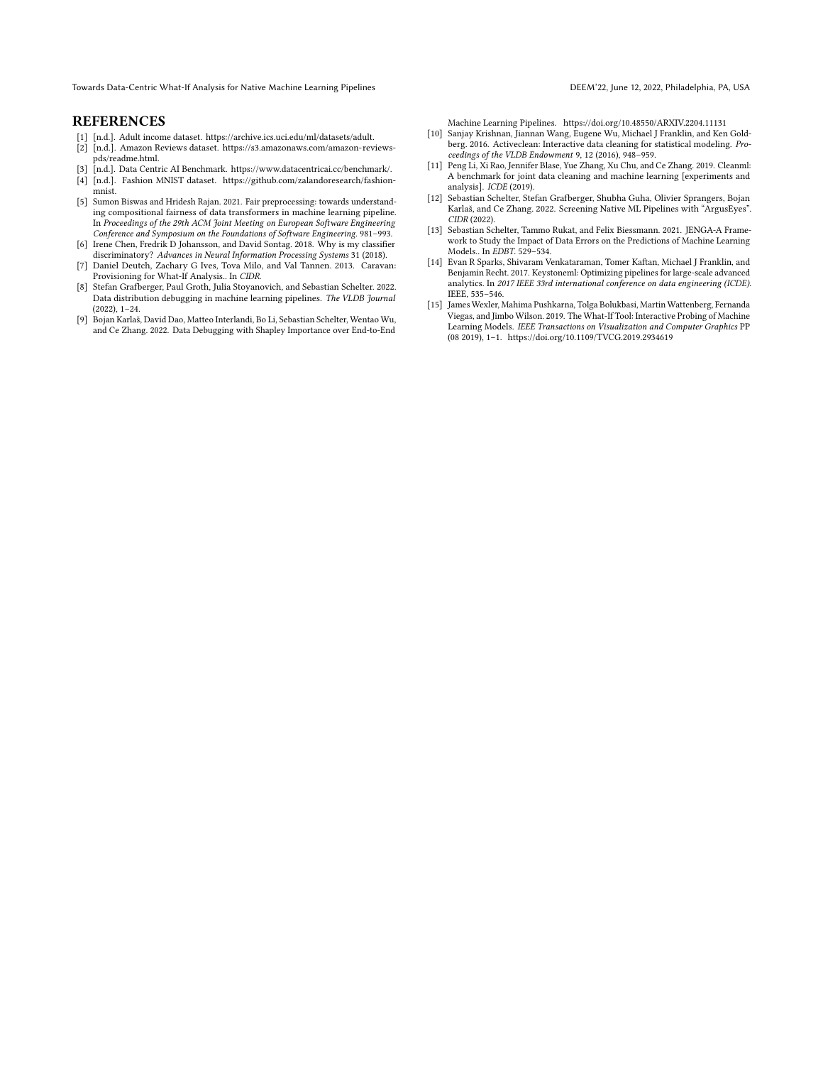## REFERENCES

[1] [n.d.]. Adult income dataset. https://archive.ics.uci.edu/ml/datasets/adult.

[2] [n.d.]. Amazon Reviews dataset. https://s3.amazonaws.com/amazon-reviews-pds/readme.html.

[3] [n.d.]. Data Centric AI Benchmark. https://www.datacentricai.cc/benchmark/.

[4] [n.d.]. Fashion MNIST dataset. https://github.com/zalandoresearch/fashion-mnist.

[5] Sumon Biswas and Hridesh Rajan. 2021. Fair preprocessing: towards understanding compositional fairness of data transformers in machine learning pipeline. In *Proceedings of the 29th ACM Joint Meeting on European Software Engineering Conference and Symposium on the Foundations of Software Engineering*. 981–993.

[6] Irene Chen, Fredrik D Johansson, and David Sontag. 2018. Why is my classifier discriminatory? *Advances in Neural Information Processing Systems* 31 (2018).

[7] Daniel Deutch, Zachary G Ives, Tova Milo, and Val Tannen. 2013. Caravan: Provisioning for What-If Analysis.. In *CIDR*.

[8] Stefan Grafberger, Paul Groth, Julia Stoyanovich, and Sebastian Schelter. 2022. Data distribution debugging in machine learning pipelines. *The VLDB Journal* (2022), 1–24.

[9] Bojan Karlaš, David Dao, Matteo Interlandi, Bo Li, Sebastian Schelter, Wentao Wu, and Ce Zhang. 2022. Data Debugging with Shapley Importance over End-to-End Machine Learning Pipelines. https://doi.org/10.48550/ARXIV.2204.11131

[10] Sanjay Krishnan, Jiannan Wang, Eugene Wu, Michael J Franklin, and Ken Goldberg. 2016. Activeclean: Interactive data cleaning for statistical modeling. *Proceedings of the VLDB Endowment* 9, 12 (2016), 948–959.

[11] Peng Li, Xi Rao, Jennifer Blase, Yue Zhang, Xu Chu, and Ce Zhang. 2019. Cleanml: A benchmark for joint data cleaning and machine learning [experiments and analysis]. *ICDE* (2019).

[12] Sebastian Schelter, Stefan Grafberger, Shubha Guha, Olivier Sprangers, Bojan Karlaš, and Ce Zhang. 2022. Screening Native ML Pipelines with "ArgusEyes". *CIDR* (2022).

[13] Sebastian Schelter, Tammo Rukat, and Felix Biessmann. 2021. JENGA-A Framework to Study the Impact of Data Errors on the Predictions of Machine Learning Models.. In *EDBT*. 529–534.

[14] Evan R Sparks, Shivaram Venkataraman, Tomer Kaftan, Michael J Franklin, and Benjamin Recht. 2017. Keystoneml: Optimizing pipelines for large-scale advanced analytics. In *2017 IEEE 33rd international conference on data engineering (ICDE)*. IEEE, 535–546.

[15] James Wexler, Mahima Pushkarna, Tolga Bolukbasi, Martin Wattenberg, Fernanda Viegas, and Jimbo Wilson. 2019. The What-If Tool: Interactive Probing of Machine Learning Models. *IEEE Transactions on Visualization and Computer Graphics* PP (08 2019), 1–1. https://doi.org/10.1109/TVCG.2019.2934619